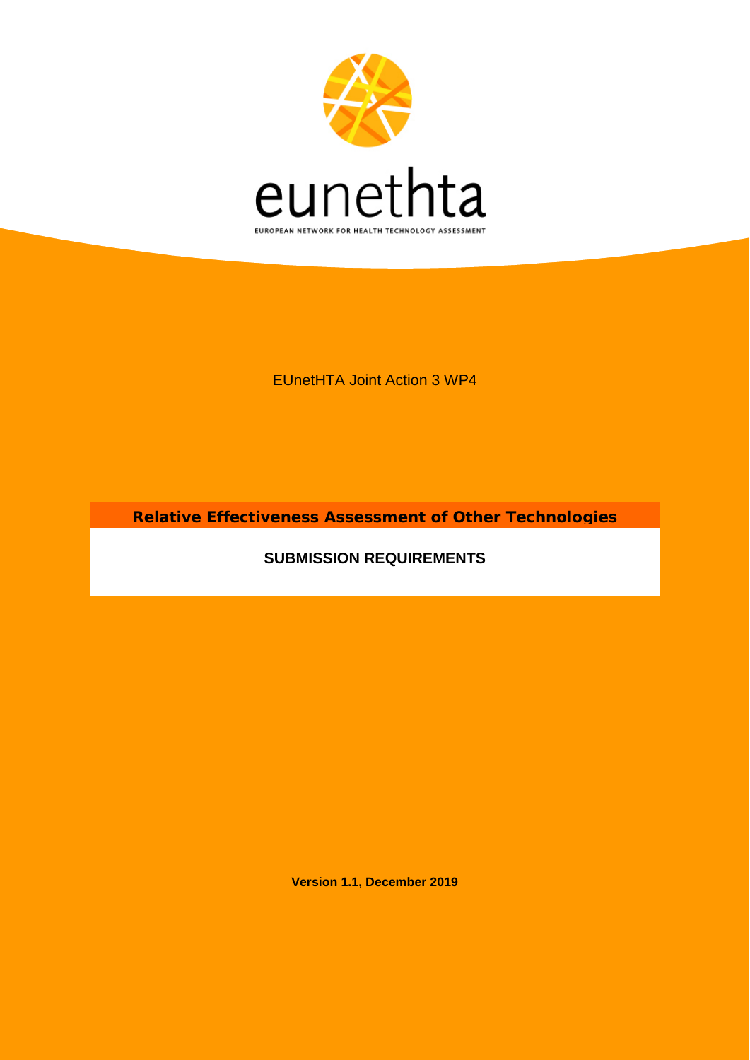eunethta

EUROPEAN NETWORK FOR HEALTH TECHNOLOGY ASSESSMENT

EUnetHTA Joint Action 3 WP4

# Relative Effectiveness Assessment of Other Technologies

## SUBMISSION REQUIREMENTS

**Version 1.1, December 2019**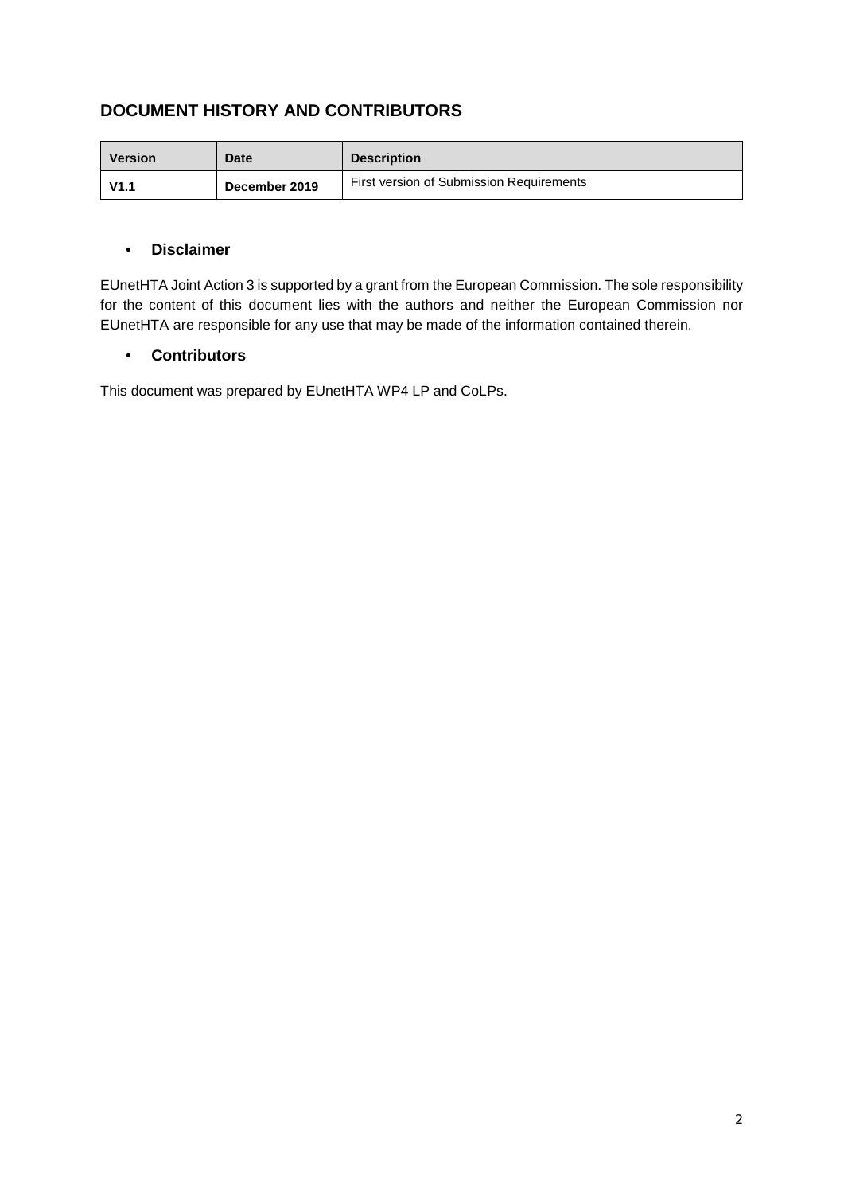## DOCUMENT HISTORY AND CONTRIBUTORS

| Version | Date | Description |
|---|---|---|
| **V1.1** | **December 2019** | First version of Submission Requirements |

- **Disclaimer**

EUnetHTA Joint Action 3 is supported by a grant from the European Commission. The sole responsibility for the content of this document lies with the authors and neither the European Commission nor EUnetHTA are responsible for any use that may be made of the information contained therein.

- **Contributors**

This document was prepared by EUnetHTA WP4 LP and CoLPs.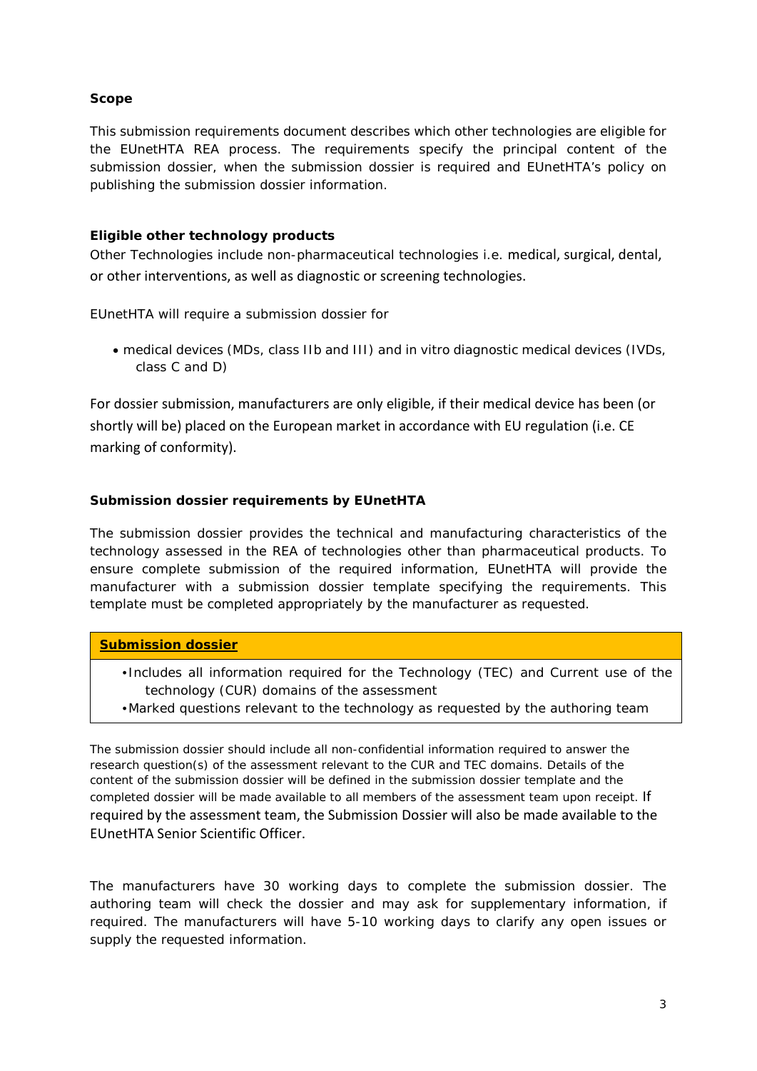**Scope**

This submission requirements document describes which other technologies are eligible for the EUnetHTA REA process. The requirements specify the principal content of the submission dossier, when the submission dossier is required and EUnetHTA's policy on publishing the submission dossier information.

**Eligible other technology products**

Other Technologies include non-pharmaceutical technologies i.e. medical, surgical, dental, or other interventions, as well as diagnostic or screening technologies.

EUnetHTA will require a submission dossier for

- medical devices (MDs, class IIb and III) and in vitro diagnostic medical devices (IVDs, class C and D)

For dossier submission, manufacturers are only eligible, if their medical device has been (or shortly will be) placed on the European market in accordance with EU regulation (i.e. CE marking of conformity).

**Submission dossier requirements by EUnetHTA**

The submission dossier provides the technical and manufacturing characteristics of the technology assessed in the REA of technologies other than pharmaceutical products. To ensure complete submission of the required information, EUnetHTA will provide the manufacturer with a submission dossier template specifying the requirements. This template must be completed appropriately by the manufacturer as requested.

| **Submission dossier** |
| --- |
| • Includes all information required for the Technology (TEC) and Current use of the technology (CUR) domains of the assessment<br>• Marked questions relevant to the technology as requested by the authoring team |

The submission dossier should include all non-confidential information required to answer the research question(s) of the assessment relevant to the CUR and TEC domains. Details of the content of the submission dossier will be defined in the submission dossier template and the completed dossier will be made available to all members of the assessment team upon receipt. If required by the assessment team, the Submission Dossier will also be made available to the EUnetHTA Senior Scientific Officer.

The manufacturers have 30 working days to complete the submission dossier. The authoring team will check the dossier and may ask for supplementary information, if required. The manufacturers will have 5-10 working days to clarify any open issues or supply the requested information.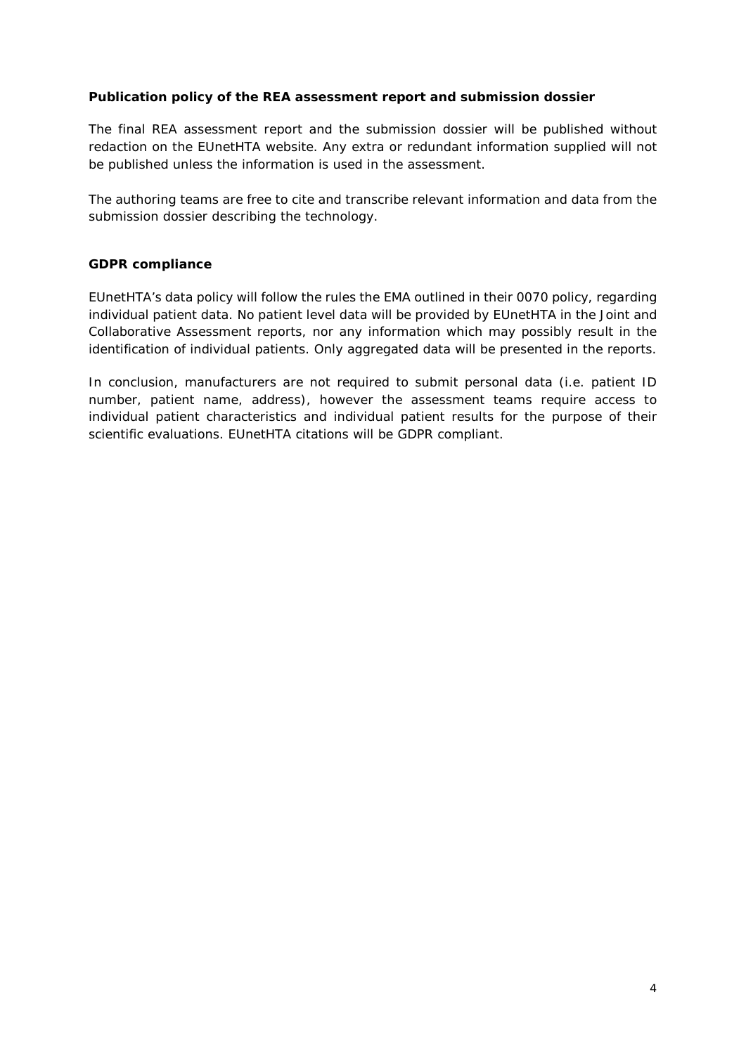**Publication policy of the REA assessment report and submission dossier**

The final REA assessment report and the submission dossier will be published without redaction on the EUnetHTA website. Any extra or redundant information supplied will not be published unless the information is used in the assessment.

The authoring teams are free to cite and transcribe relevant information and data from the submission dossier describing the technology.

**GDPR compliance**

EUnetHTA's data policy will follow the rules the EMA outlined in their 0070 policy, regarding individual patient data. No patient level data will be provided by EUnetHTA in the Joint and Collaborative Assessment reports, nor any information which may possibly result in the identification of individual patients. Only aggregated data will be presented in the reports.

In conclusion, manufacturers are not required to submit personal data (i.e. patient ID number, patient name, address), however the assessment teams require access to individual patient characteristics and individual patient results for the purpose of their scientific evaluations. EUnetHTA citations will be GDPR compliant.